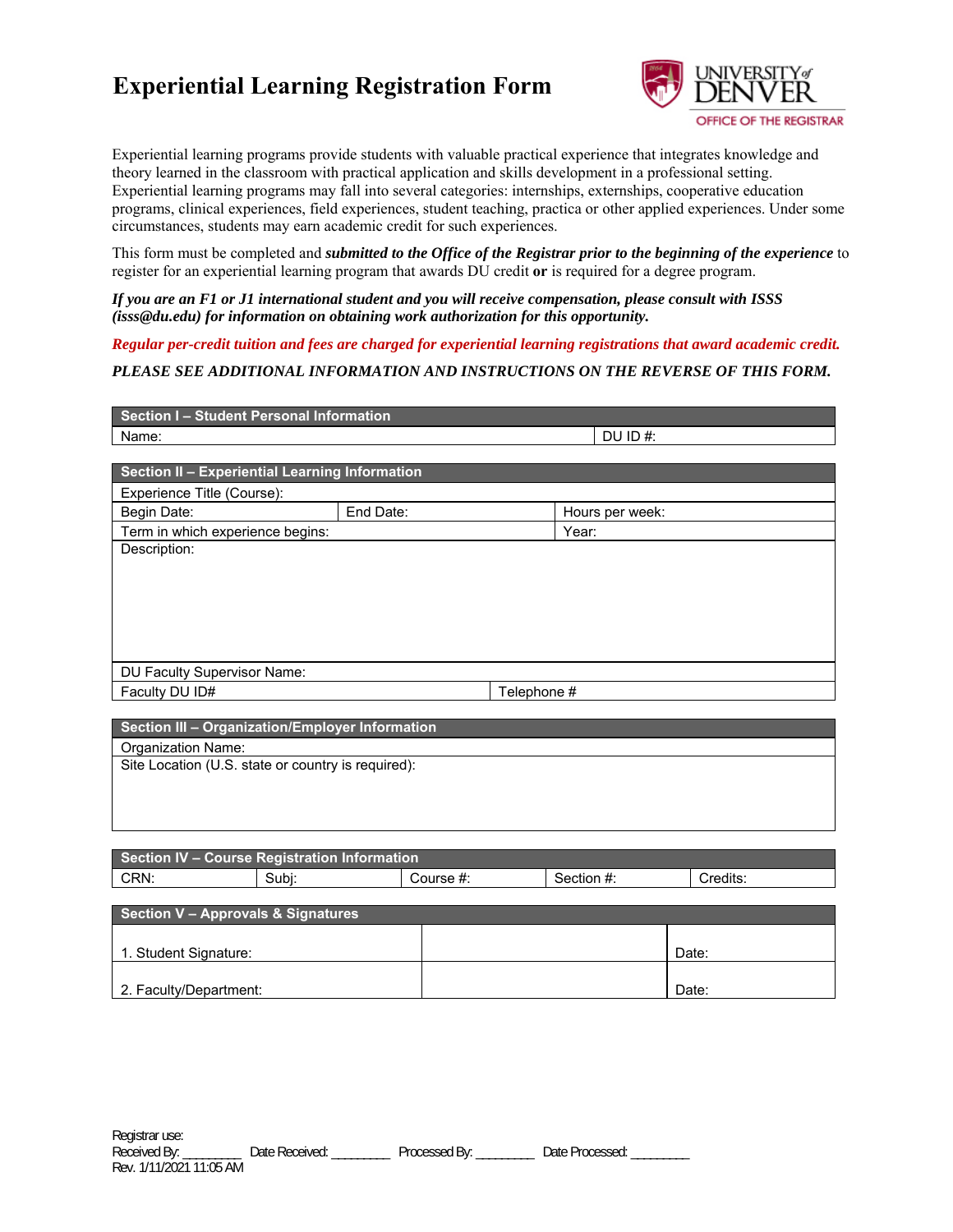# Experiential Learning Registration Form

UNIVERSITY of DENVER
OFFICE OF THE REGISTRAR

Experiential learning programs provide students with valuable practical experience that integrates knowledge and theory learned in the classroom with practical application and skills development in a professional setting. Experiential learning programs may fall into several categories: internships, externships, cooperative education programs, clinical experiences, field experiences, student teaching, practica or other applied experiences. Under some circumstances, students may earn academic credit for such experiences.

This form must be completed and ***submitted to the Office of the Registrar prior to the beginning of the experience*** to register for an experiential learning program that awards DU credit **or** is required for a degree program.

***If you are an F1 or J1 international student and you will receive compensation, please consult with ISSS (isss@du.edu) for information on obtaining work authorization for this opportunity.***

***Regular per-credit tuition and fees are charged for experiential learning registrations that award academic credit.***

*PLEASE SEE ADDITIONAL INFORMATION AND INSTRUCTIONS ON THE REVERSE OF THIS FORM.*

| Section I – Student Personal Information | |
|---|---|
| Name: | DU ID #: |

| Section II – Experiential Learning Information | | |
|---|---|---|
| Experience Title (Course): | | |
| Begin Date: | End Date: | Hours per week: |
| Term in which experience begins: | | Year: |
| Description: | | |
| DU Faculty Supervisor Name: | | |
| Faculty DU ID# | Telephone # | |

| Section III – Organization/Employer Information |
|---|
| Organization Name: |
| Site Location (U.S. state or country is required): |

| Section IV – Course Registration Information | | | | |
|---|---|---|---|---|
| CRN: | Subj: | Course #: | Section #: | Credits: |

| Section V – Approvals & Signatures | | |
|---|---|---|
| 1. Student Signature: | | Date: |
| 2. Faculty/Department: | | Date: |

Registrar use:
Received By: ________ Date Received: ________ Processed By: ________ Date Processed: ________
Rev. 1/11/2021 11:05 AM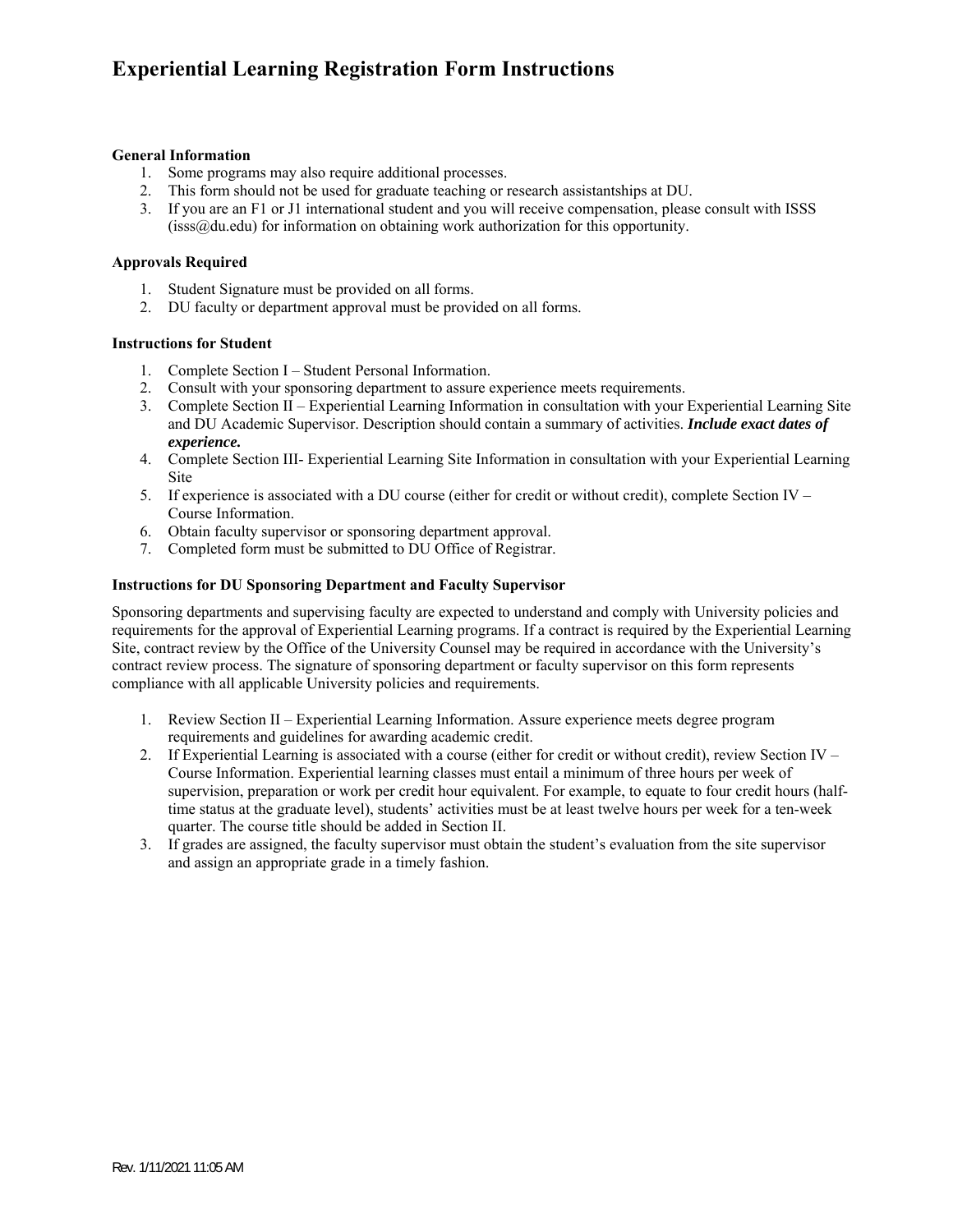# Experiential Learning Registration Form Instructions

**General Information**

1. Some programs may also require additional processes.
2. This form should not be used for graduate teaching or research assistantships at DU.
3. If you are an F1 or J1 international student and you will receive compensation, please consult with ISSS (isss@du.edu) for information on obtaining work authorization for this opportunity.

**Approvals Required**

1. Student Signature must be provided on all forms.
2. DU faculty or department approval must be provided on all forms.

**Instructions for Student**

1. Complete Section I – Student Personal Information.
2. Consult with your sponsoring department to assure experience meets requirements.
3. Complete Section II – Experiential Learning Information in consultation with your Experiential Learning Site and DU Academic Supervisor. Description should contain a summary of activities. ***Include exact dates of experience.***
4. Complete Section III- Experiential Learning Site Information in consultation with your Experiential Learning Site
5. If experience is associated with a DU course (either for credit or without credit), complete Section IV – Course Information.
6. Obtain faculty supervisor or sponsoring department approval.
7. Completed form must be submitted to DU Office of Registrar.

**Instructions for DU Sponsoring Department and Faculty Supervisor**

Sponsoring departments and supervising faculty are expected to understand and comply with University policies and requirements for the approval of Experiential Learning programs. If a contract is required by the Experiential Learning Site, contract review by the Office of the University Counsel may be required in accordance with the University's contract review process. The signature of sponsoring department or faculty supervisor on this form represents compliance with all applicable University policies and requirements.

1. Review Section II – Experiential Learning Information. Assure experience meets degree program requirements and guidelines for awarding academic credit.
2. If Experiential Learning is associated with a course (either for credit or without credit), review Section IV – Course Information. Experiential learning classes must entail a minimum of three hours per week of supervision, preparation or work per credit hour equivalent. For example, to equate to four credit hours (half-time status at the graduate level), students' activities must be at least twelve hours per week for a ten-week quarter. The course title should be added in Section II.
3. If grades are assigned, the faculty supervisor must obtain the student's evaluation from the site supervisor and assign an appropriate grade in a timely fashion.

Rev. 1/11/2021 11:05 AM